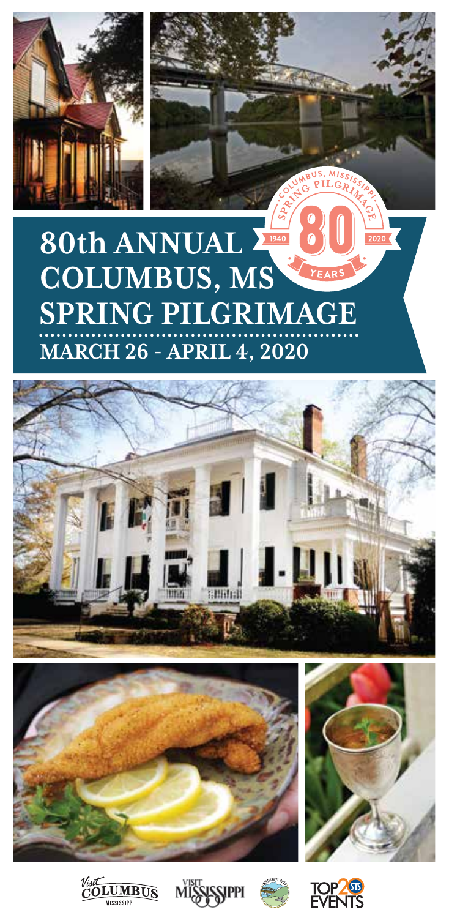# 80th ANNUAL COLUMBUS, MS SPRING PILGRIMAGE

**MARCH 26 - APRIL 4, 2020**

COLUMBUS, MISSISSIPPI SPRING PILGRIMAGE 1940 80 YEARS 2020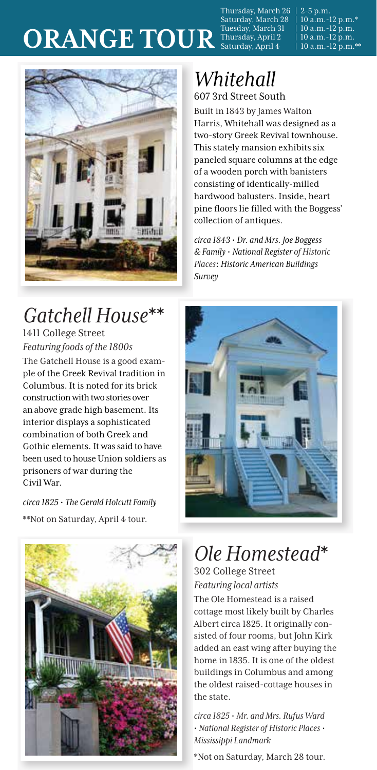# ORANGE TOUR

| | |
|---|---|
| Thursday, March 26 | 2-5 p.m. |
| Saturday, March 28 | 10 a.m.-12 p.m.* |
| Tuesday, March 31 | 10 a.m.-12 p.m. |
| Thursday, April 2 | 10 a.m.-12 p.m. |
| Saturday, April 4 | 10 a.m.-12 p.m.** |

## *Whitehall*

607 3rd Street South

Built in 1843 by James Walton Harris, Whitehall was designed as a two-story Greek Revival townhouse. This stately mansion exhibits six paneled square columns at the edge of a wooden porch with banisters consisting of identically-milled hardwood balusters. Inside, heart pine floors lie filled with the Boggess' collection of antiques.

*circa 1843 • Dr. and Mrs. Joe Boggess & Family • National Register of Historic Places*: *Historic American Buildings Survey*

## *Gatchell House***

1411 College Street

*Featuring foods of the 1800s*

The Gatchell House is a good example of the Greek Revival tradition in Columbus. It is noted for its brick construction with two stories over an above grade high basement. Its interior displays a sophisticated combination of both Greek and Gothic elements. It was said to have been used to house Union soldiers as prisoners of war during the Civil War.

*circa 1825 • The Gerald Holcutt Family*

**Not on Saturday, April 4 tour.

## *Ole Homestead**

302 College Street

*Featuring local artists*

The Ole Homestead is a raised cottage most likely built by Charles Albert circa 1825. It originally consisted of four rooms, but John Kirk added an east wing after buying the home in 1835. It is one of the oldest buildings in Columbus and among the oldest raised-cottage houses in the state.

*circa 1825 • Mr. and Mrs. Rufus Ward • National Register of Historic Places • Mississippi Landmark*

*Not on Saturday, March 28 tour.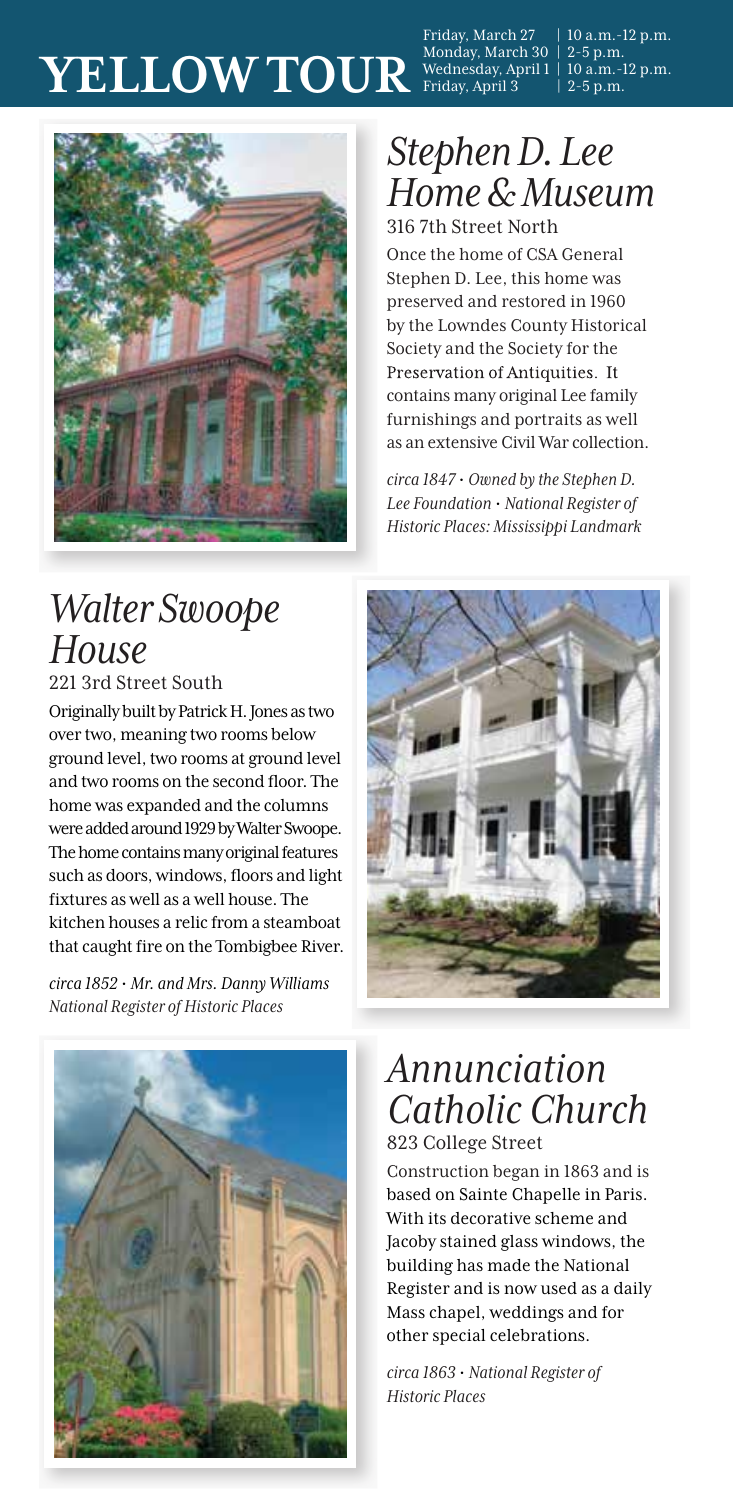# YELLOW TOUR

Friday, March 27 | 10 a.m.-12 p.m.
Monday, March 30 | 2-5 p.m.
Wednesday, April 1 | 10 a.m.-12 p.m.
Friday, April 3 | 2-5 p.m.

## *Stephen D. Lee Home & Museum*

316 7th Street North

Once the home of CSA General Stephen D. Lee, this home was preserved and restored in 1960 by the Lowndes County Historical Society and the Society for the Preservation of Antiquities. It contains many original Lee family furnishings and portraits as well as an extensive Civil War collection.

*circa 1847 • Owned by the Stephen D. Lee Foundation • National Register of Historic Places: Mississippi Landmark*

## *Walter Swoope House*

221 3rd Street South

Originally built by Patrick H. Jones as two over two, meaning two rooms below ground level, two rooms at ground level and two rooms on the second floor. The home was expanded and the columns were added around 1929 by Walter Swoope. The home contains many original features such as doors, windows, floors and light fixtures as well as a well house. The kitchen houses a relic from a steamboat that caught fire on the Tombigbee River.

*circa 1852 • Mr. and Mrs. Danny Williams National Register of Historic Places*

## *Annunciation Catholic Church*

823 College Street

Construction began in 1863 and is based on Sainte Chapelle in Paris. With its decorative scheme and Jacoby stained glass windows, the building has made the National Register and is now used as a daily Mass chapel, weddings and for other special celebrations.

*circa 1863 • National Register of Historic Places*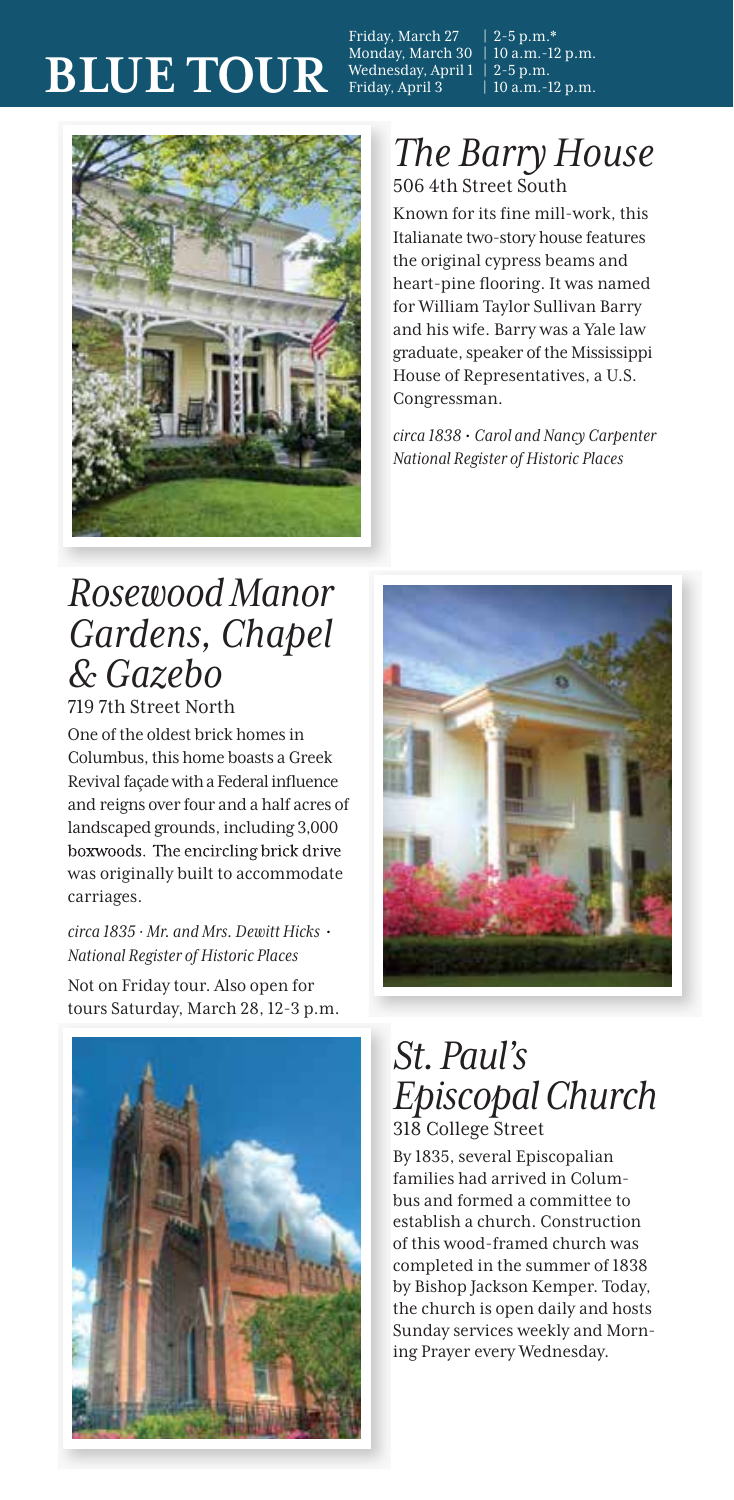# BLUE TOUR

| | |
|---|---|
| Friday, March 27 | 2-5 p.m.* |
| Monday, March 30 | 10 a.m.-12 p.m. |
| Wednesday, April 1 | 2-5 p.m. |
| Friday, April 3 | 10 a.m.-12 p.m. |

## *The Barry House*

506 4th Street South

Known for its fine mill-work, this Italianate two-story house features the original cypress beams and heart-pine flooring. It was named for William Taylor Sullivan Barry and his wife. Barry was a Yale law graduate, speaker of the Mississippi House of Representatives, a U.S. Congressman.

*circa 1838 • Carol and Nancy Carpenter*
*National Register of Historic Places*

## *Rosewood Manor Gardens, Chapel & Gazebo*

719 7th Street North

One of the oldest brick homes in Columbus, this home boasts a Greek Revival façade with a Federal influence and reigns over four and a half acres of landscaped grounds, including 3,000 boxwoods. The encircling brick drive was originally built to accommodate carriages.

*circa 1835 · Mr. and Mrs. Dewitt Hicks •*
*National Register of Historic Places*

Not on Friday tour. Also open for tours Saturday, March 28, 12-3 p.m.

## *St. Paul's Episcopal Church*

318 College Street

By 1835, several Episcopalian families had arrived in Columbus and formed a committee to establish a church. Construction of this wood-framed church was completed in the summer of 1838 by Bishop Jackson Kemper. Today, the church is open daily and hosts Sunday services weekly and Morning Prayer every Wednesday.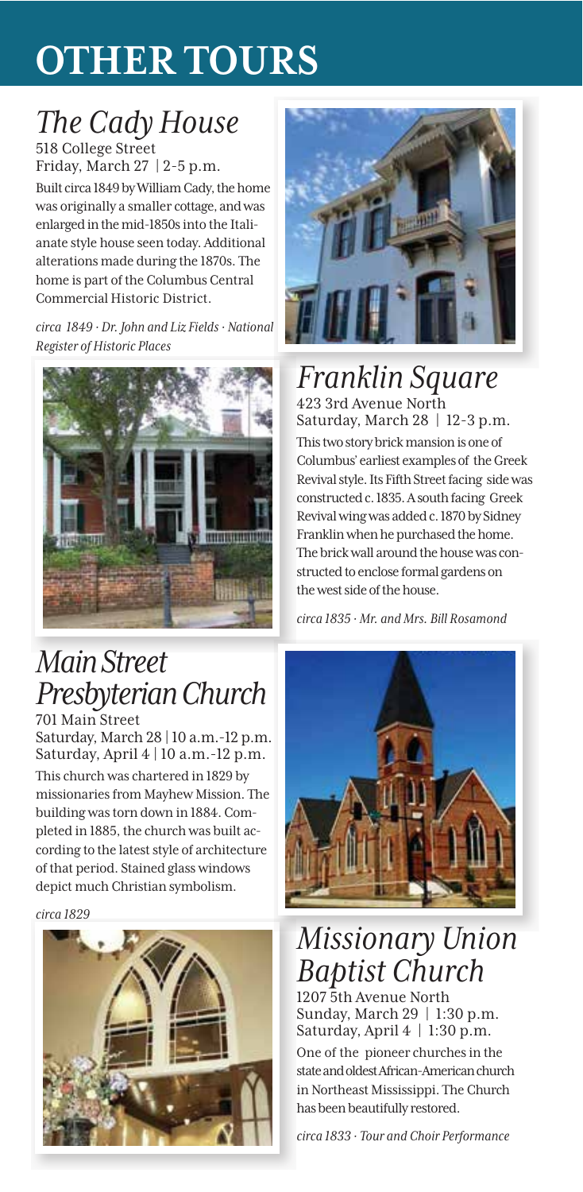# OTHER TOURS

## *The Cady House*

518 College Street
Friday, March 27 | 2-5 p.m.

Built circa 1849 by William Cady, the home was originally a smaller cottage, and was enlarged in the mid-1850s into the Italianate style house seen today. Additional alterations made during the 1870s. The home is part of the Columbus Central Commercial Historic District.

*circa 1849 · Dr. John and Liz Fields · National Register of Historic Places*

## *Franklin Square*

423 3rd Avenue North
Saturday, March 28 | 12-3 p.m.

This two story brick mansion is one of Columbus' earliest examples of the Greek Revival style. Its Fifth Street facing side was constructed c. 1835. A south facing Greek Revival wing was added c. 1870 by Sidney Franklin when he purchased the home. The brick wall around the house was constructed to enclose formal gardens on the west side of the house.

*circa 1835 · Mr. and Mrs. Bill Rosamond*

## *Main Street Presbyterian Church*

701 Main Street
Saturday, March 28 | 10 a.m.-12 p.m.
Saturday, April 4 | 10 a.m.-12 p.m.

This church was chartered in 1829 by missionaries from Mayhew Mission. The building was torn down in 1884. Completed in 1885, the church was built according to the latest style of architecture of that period. Stained glass windows depict much Christian symbolism.

*circa 1829*

## *Missionary Union Baptist Church*

1207 5th Avenue North
Sunday, March 29 | 1:30 p.m.
Saturday, April 4 | 1:30 p.m.

One of the pioneer churches in the state and oldest African-American church in Northeast Mississippi. The Church has been beautifully restored.

*circa 1833 · Tour and Choir Performance*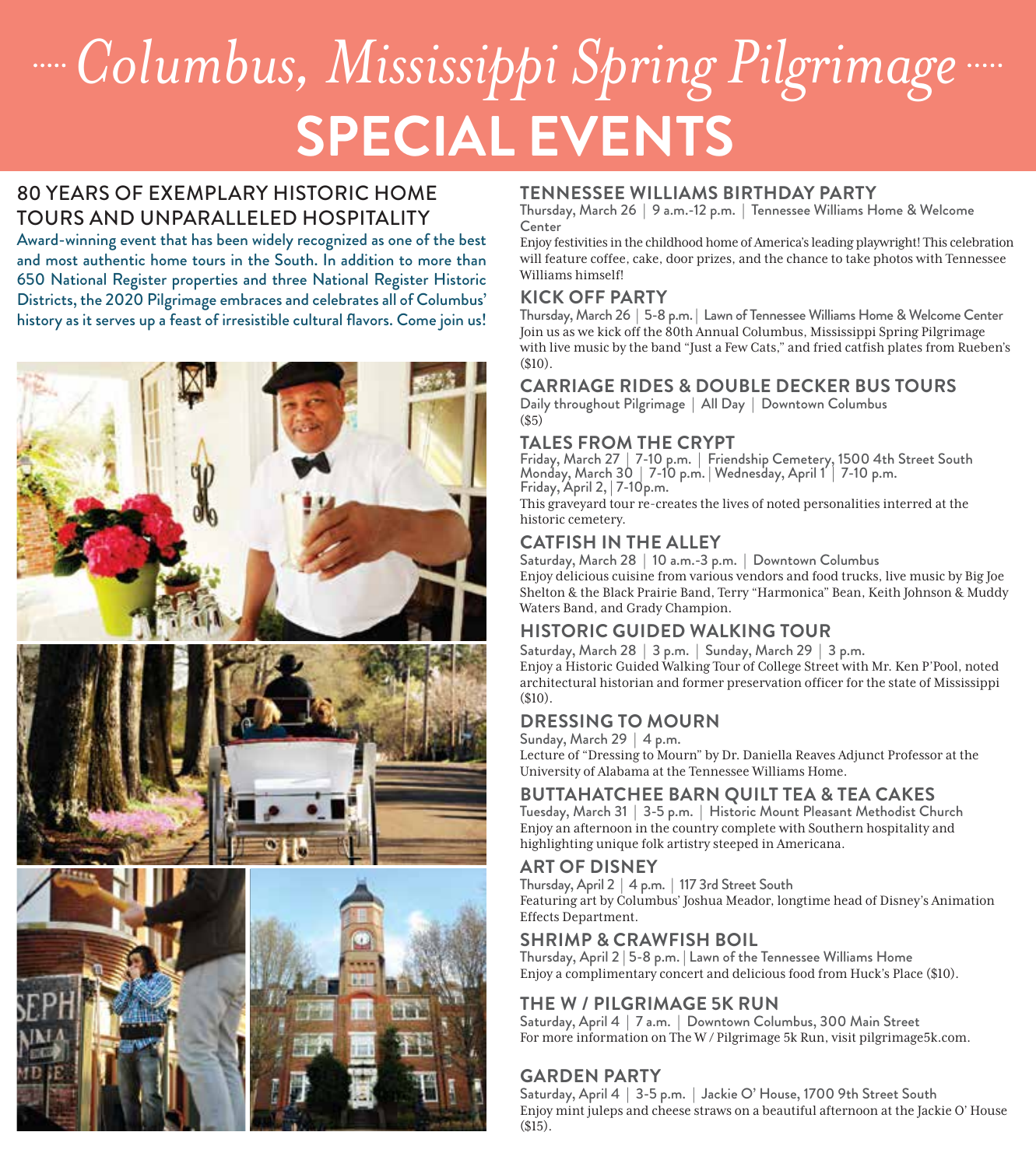# Columbus, Mississippi Spring Pilgrimage

# SPECIAL EVENTS

## 80 YEARS OF EXEMPLARY HISTORIC HOME TOURS AND UNPARALLELED HOSPITALITY

Award-winning event that has been widely recognized as one of the best and most authentic home tours in the South. In addition to more than 650 National Register properties and three National Register Historic Districts, the 2020 Pilgrimage embraces and celebrates all of Columbus' history as it serves up a feast of irresistible cultural flavors. Come join us!

### TENNESSEE WILLIAMS BIRTHDAY PARTY

Thursday, March 26 | 9 a.m.-12 p.m. | Tennessee Williams Home & Welcome Center

Enjoy festivities in the childhood home of America's leading playwright! This celebration will feature coffee, cake, door prizes, and the chance to take photos with Tennessee Williams himself!

### KICK OFF PARTY

Thursday, March 26 | 5-8 p.m. | Lawn of Tennessee Williams Home & Welcome Center

Join us as we kick off the 80th Annual Columbus, Mississippi Spring Pilgrimage with live music by the band "Just a Few Cats," and fried catfish plates from Rueben's ($10).

### CARRIAGE RIDES & DOUBLE DECKER BUS TOURS

Daily throughout Pilgrimage | All Day | Downtown Columbus

($5)

### TALES FROM THE CRYPT

Friday, March 27 | 7-10 p.m. | Friendship Cemetery, 1500 4th Street South

Monday, March 30 | 7-10 p.m. | Wednesday, April 1 | 7-10 p.m.

Friday, April 2, | 7-10p.m.

This graveyard tour re-creates the lives of noted personalities interred at the historic cemetery.

### CATFISH IN THE ALLEY

Saturday, March 28 | 10 a.m.-3 p.m. | Downtown Columbus

Enjoy delicious cuisine from various vendors and food trucks, live music by Big Joe Shelton & the Black Prairie Band, Terry "Harmonica" Bean, Keith Johnson & Muddy Waters Band, and Grady Champion.

### HISTORIC GUIDED WALKING TOUR

Saturday, March 28 | 3 p.m. | Sunday, March 29 | 3 p.m.

Enjoy a Historic Guided Walking Tour of College Street with Mr. Ken P'Pool, noted architectural historian and former preservation officer for the state of Mississippi ($10).

### DRESSING TO MOURN

Sunday, March 29 | 4 p.m.

Lecture of "Dressing to Mourn" by Dr. Daniella Reaves Adjunct Professor at the University of Alabama at the Tennessee Williams Home.

### BUTTAHATCHEE BARN QUILT TEA & TEA CAKES

Tuesday, March 31 | 3-5 p.m. | Historic Mount Pleasant Methodist Church

Enjoy an afternoon in the country complete with Southern hospitality and highlighting unique folk artistry steeped in Americana.

### ART OF DISNEY

Thursday, April 2 | 4 p.m. | 117 3rd Street South

Featuring art by Columbus' Joshua Meador, longtime head of Disney's Animation Effects Department.

### SHRIMP & CRAWFISH BOIL

Thursday, April 2 | 5-8 p.m. | Lawn of the Tennessee Williams Home

Enjoy a complimentary concert and delicious food from Huck's Place ($10).

### THE W / PILGRIMAGE 5K RUN

Saturday, April 4 | 7 a.m. | Downtown Columbus, 300 Main Street

For more information on The W / Pilgrimage 5k Run, visit pilgrimage5k.com.

### GARDEN PARTY

Saturday, April 4 | 3-5 p.m. | Jackie O' House, 1700 9th Street South

Enjoy mint juleps and cheese straws on a beautiful afternoon at the Jackie O' House ($15).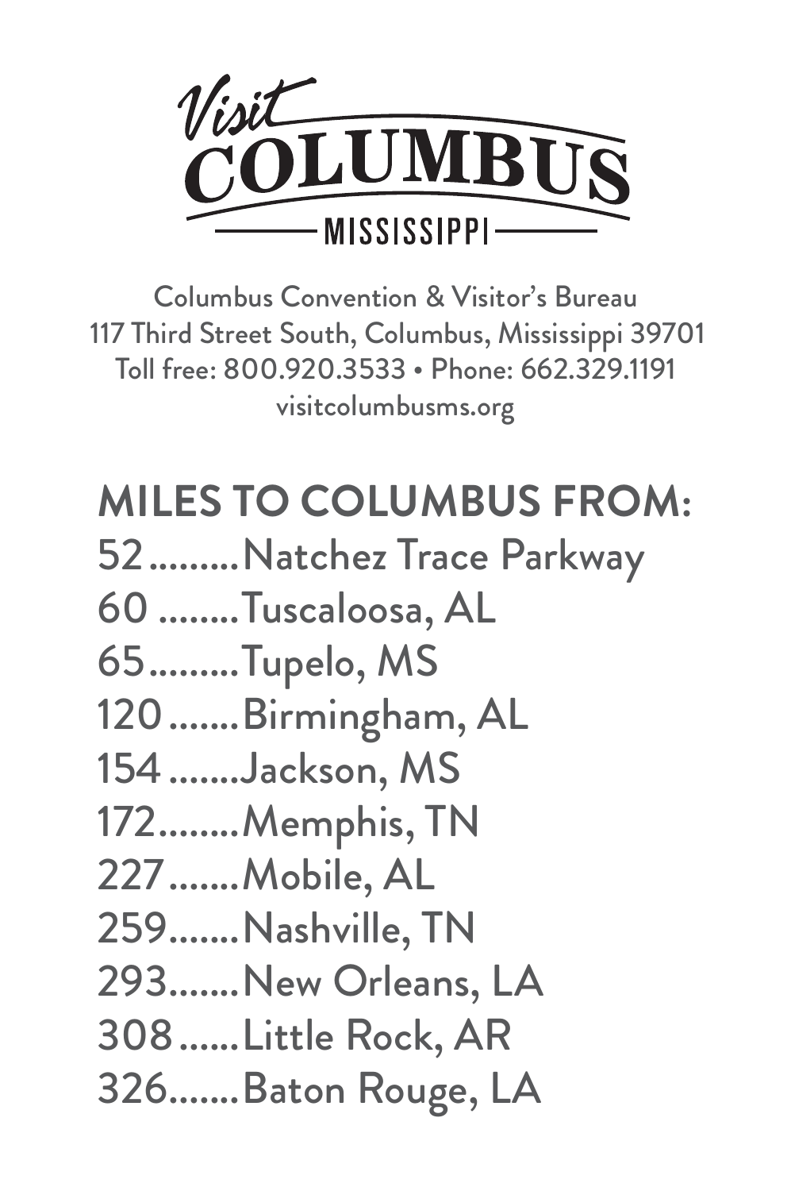# Visit COLUMBUS MISSISSIPPI

Columbus Convention & Visitor's Bureau
117 Third Street South, Columbus, Mississippi 39701
Toll free: 800.920.3533 • Phone: 662.329.1191
visitcolumbusms.org

## MILES TO COLUMBUS FROM:

52.........Natchez Trace Parkway
60 ........Tuscaloosa, AL
65.........Tupelo, MS
120.......Birmingham, AL
154.......Jackson, MS
172........Memphis, TN
227.......Mobile, AL
259.......Nashville, TN
293.......New Orleans, LA
308......Little Rock, AR
326.......Baton Rouge, LA